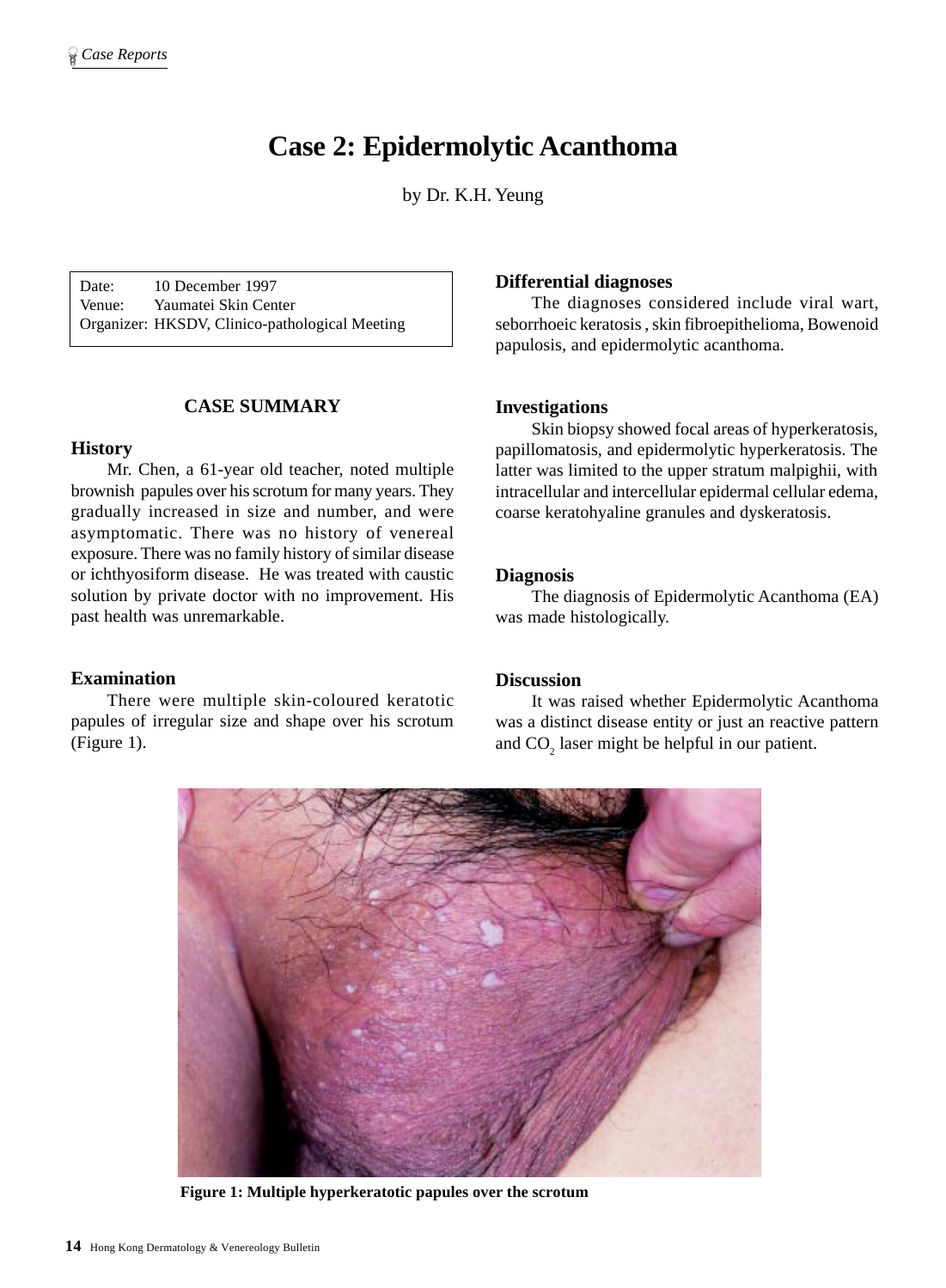# Case 2: Epidermolytic Acanthoma

by Dr. K.H. Yeung

Date: 10 December 1997
Venue: Yaumatei Skin Center
Organizer: HKSDV, Clinico-pathological Meeting

## CASE SUMMARY

### History

Mr. Chen, a 61-year old teacher, noted multiple brownish papules over his scrotum for many years. They gradually increased in size and number, and were asymptomatic. There was no history of venereal exposure. There was no family history of similar disease or ichthyosiform disease. He was treated with caustic solution by private doctor with no improvement. His past health was unremarkable.

### Examination

There were multiple skin-coloured keratotic papules of irregular size and shape over his scrotum (Figure 1).

### Differential diagnoses

The diagnoses considered include viral wart, seborrhoeic keratosis , skin fibroepithelioma, Bowenoid papulosis, and epidermolytic acanthoma.

### Investigations

Skin biopsy showed focal areas of hyperkeratosis, papillomatosis, and epidermolytic hyperkeratosis. The latter was limited to the upper stratum malpighii, with intracellular and intercellular epidermal cellular edema, coarse keratohyaline granules and dyskeratosis.

### Diagnosis

The diagnosis of Epidermolytic Acanthoma (EA) was made histologically.

### Discussion

It was raised whether Epidermolytic Acanthoma was a distinct disease entity or just an reactive pattern and $CO_2$ laser might be helpful in our patient.

**Figure 1: Multiple hyperkeratotic papules over the scrotum**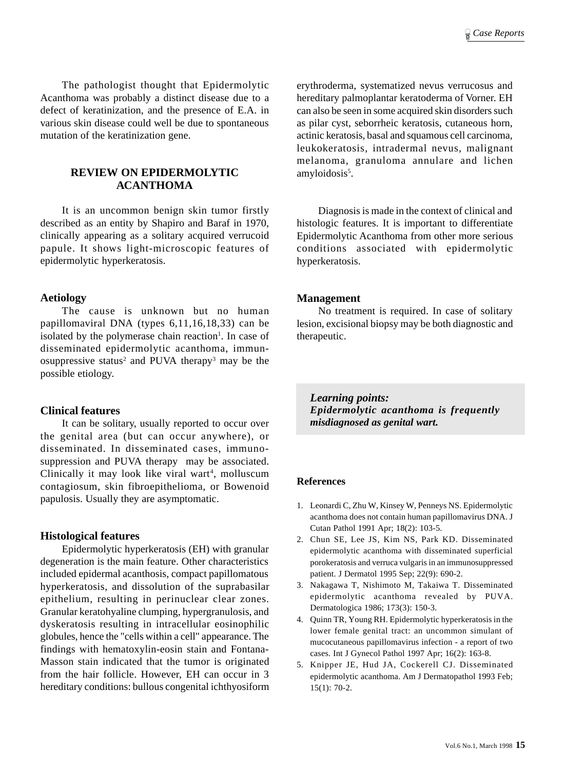The pathologist thought that Epidermolytic Acanthoma was probably a distinct disease due to a defect of keratinization, and the presence of E.A. in various skin disease could well be due to spontaneous mutation of the keratinization gene.

## REVIEW ON EPIDERMOLYTIC ACANTHOMA

It is an uncommon benign skin tumor firstly described as an entity by Shapiro and Baraf in 1970, clinically appearing as a solitary acquired verrucoid papule. It shows light-microscopic features of epidermolytic hyperkeratosis.

### Aetiology

The cause is unknown but no human papillomaviral DNA (types 6,11,16,18,33) can be isolated by the polymerase chain reaction[1]. In case of disseminated epidermolytic acanthoma, immunosuppressive status[2] and PUVA therapy[3] may be the possible etiology.

### Clinical features

It can be solitary, usually reported to occur over the genital area (but can occur anywhere), or disseminated. In disseminated cases, immunosuppression and PUVA therapy may be associated. Clinically it may look like viral wart[4], molluscum contagiosum, skin fibroepithelioma, or Bowenoid papulosis. Usually they are asymptomatic.

### Histological features

Epidermolytic hyperkeratosis (EH) with granular degeneration is the main feature. Other characteristics included epidermal acanthosis, compact papillomatous hyperkeratosis, and dissolution of the suprabasilar epithelium, resulting in perinuclear clear zones. Granular keratohyaline clumping, hypergranulosis, and dyskeratosis resulting in intracellular eosinophilic globules, hence the "cells within a cell" appearance. The findings with hematoxylin-eosin stain and Fontana-Masson stain indicated that the tumor is originated from the hair follicle. However, EH can occur in 3 hereditary conditions: bullous congenital ichthyosiform erythroderma, systematized nevus verrucosus and hereditary palmoplantar keratoderma of Vorner. EH can also be seen in some acquired skin disorders such as pilar cyst, seborrheic keratosis, cutaneous horn, actinic keratosis, basal and squamous cell carcinoma, leukokeratosis, intradermal nevus, malignant melanoma, granuloma annulare and lichen amyloidosis[5].

Diagnosis is made in the context of clinical and histologic features. It is important to differentiate Epidermolytic Acanthoma from other more serious conditions associated with epidermolytic hyperkeratosis.

### Management

No treatment is required. In case of solitary lesion, excisional biopsy may be both diagnostic and therapeutic.

***Learning points:***
***Epidermolytic acanthoma is frequently misdiagnosed as genital wart.***

### References

1. Leonardi C, Zhu W, Kinsey W, Penneys NS. Epidermolytic acanthoma does not contain human papillomavirus DNA. J Cutan Pathol 1991 Apr; 18(2): 103-5.
2. Chun SE, Lee JS, Kim NS, Park KD. Disseminated epidermolytic acanthoma with disseminated superficial porokeratosis and verruca vulgaris in an immunosuppressed patient. J Dermatol 1995 Sep; 22(9): 690-2.
3. Nakagawa T, Nishimoto M, Takaiwa T. Disseminated epidermolytic acanthoma revealed by PUVA. Dermatologica 1986; 173(3): 150-3.
4. Quinn TR, Young RH. Epidermolytic hyperkeratosis in the lower female genital tract: an uncommon simulant of mucocutaneous papillomavirus infection - a report of two cases. Int J Gynecol Pathol 1997 Apr; 16(2): 163-8.
5. Knipper JE, Hud JA, Cockerell CJ. Disseminated epidermolytic acanthoma. Am J Dermatopathol 1993 Feb; 15(1): 70-2.